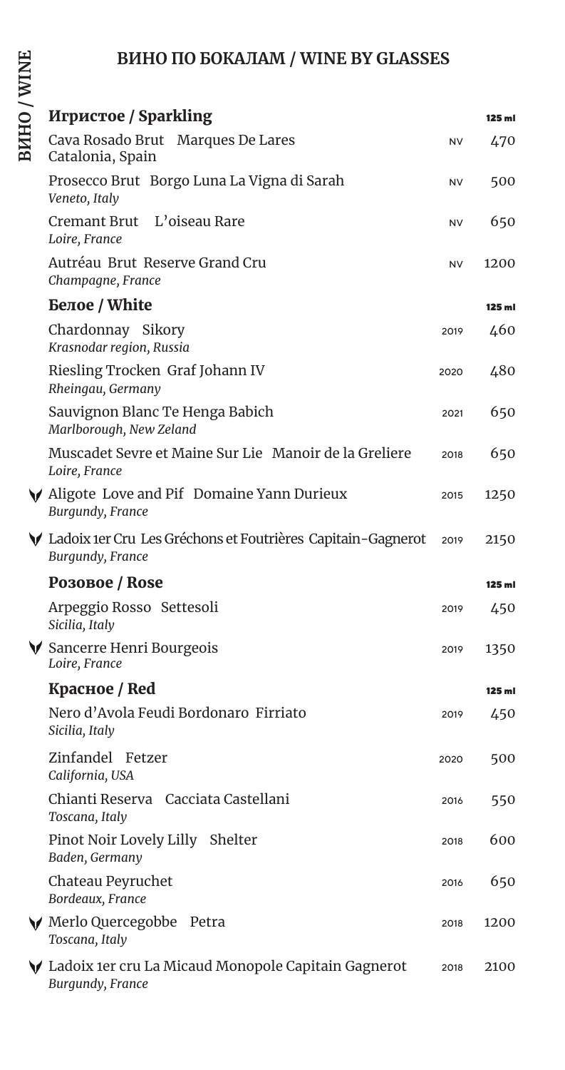ВИНО / WINE

# ВИНО ПО БОКАЛАМ / WINE BY GLASSES

## Игристое / Sparkling

| | | 125 ml |
|---|---|---|
| Cava Rosado Brut Marques De Lares<br>Catalonia, Spain | NV | 470 |
| Prosecco Brut Borgo Luna La Vigna di Sarah<br>*Veneto, Italy* | NV | 500 |
| Cremant Brut L'oiseau Rare<br>*Loire, France* | NV | 650 |
| Autréau Brut Reserve Grand Cru<br>*Champagne, France* | NV | 1200 |

## Белое / White

| | | 125 ml |
|---|---|---|
| Chardonnay Sikory<br>*Krasnodar region, Russia* | 2019 | 460 |
| Riesling Trocken Graf Johann IV<br>*Rheingau, Germany* | 2020 | 480 |
| Sauvignon Blanc Te Henga Babich<br>*Marlborough, New Zeland* | 2021 | 650 |
| Muscadet Sevre et Maine Sur Lie Manoir de la Greliere<br>*Loire, France* | 2018 | 650 |
| Aligote Love and Pif Domaine Yann Durieux<br>*Burgundy, France* | 2015 | 1250 |
| Ladoix 1er Cru Les Gréchons et Foutrières Capitain-Gagnerot<br>*Burgundy, France* | 2019 | 2150 |

## Розовое / Rose

| | | 125 ml |
|---|---|---|
| Arpeggio Rosso Settesoli<br>*Sicilia, Italy* | 2019 | 450 |
| Sancerre Henri Bourgeois<br>*Loire, France* | 2019 | 1350 |

## Красное / Red

| | | 125 ml |
|---|---|---|
| Nero d'Avola Feudi Bordonaro Firriato<br>*Sicilia, Italy* | 2019 | 450 |
| Zinfandel Fetzer<br>*California, USA* | 2020 | 500 |
| Chianti Reserva Cacciata Castellani<br>*Toscana, Italy* | 2016 | 550 |
| Pinot Noir Lovely Lilly Shelter<br>*Baden, Germany* | 2018 | 600 |
| Chateau Peyruchet<br>*Bordeaux, France* | 2016 | 650 |
| Merlo Quercegobbe Petra<br>*Toscana, Italy* | 2018 | 1200 |
| Ladoix 1er cru La Micaud Monopole Capitain Gagnerot<br>*Burgundy, France* | 2018 | 2100 |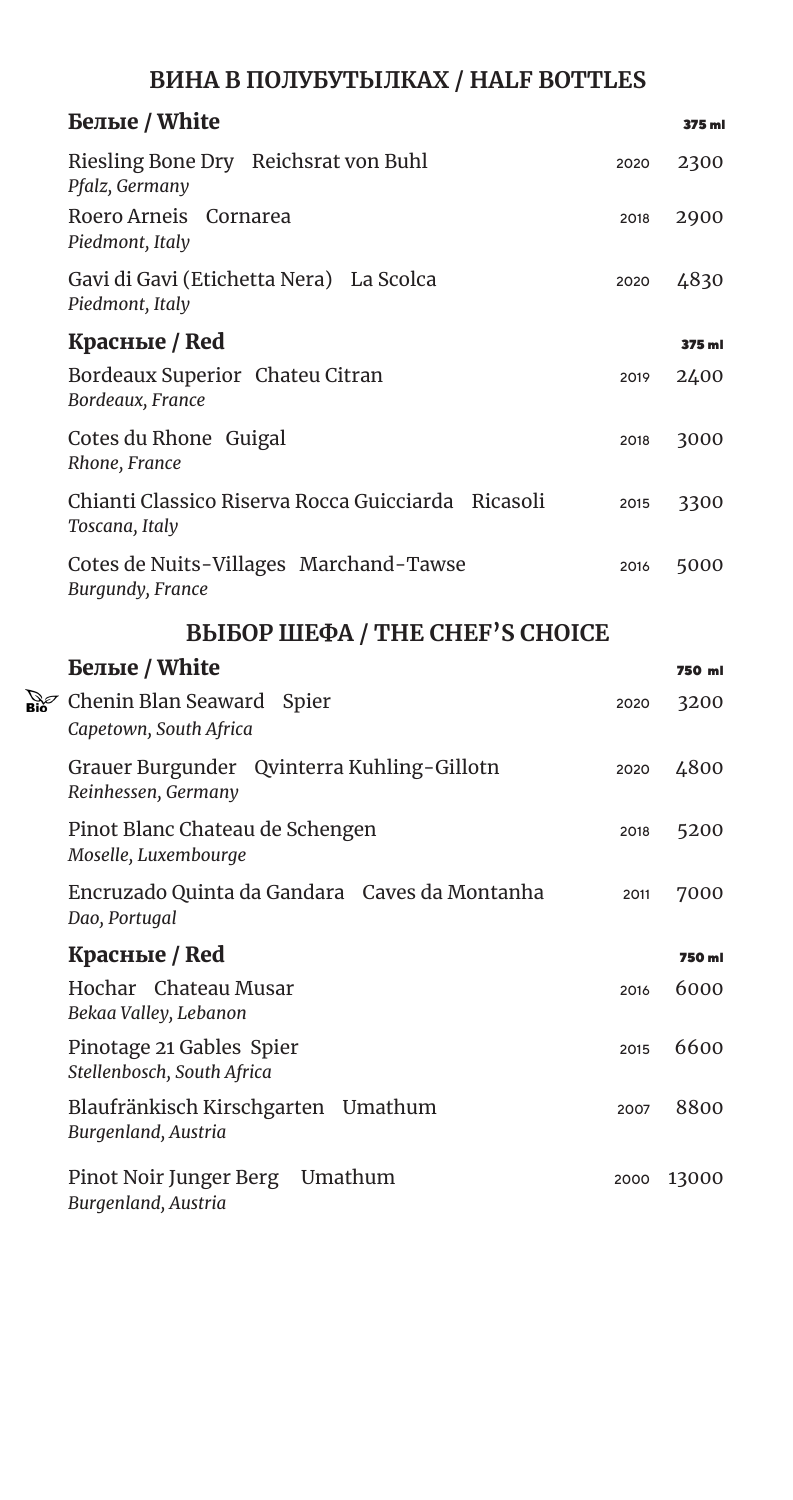# ВИНА В ПОЛУБУТЫЛКАХ / HALF BOTTLES

## Белые / White

| | | 375 ml |
|---|---|---|
| Riesling Bone Dry Reichsrat von Buhl<br>*Pfalz, Germany* | 2020 | 2300 |
| Roero Arneis Cornarea<br>*Piedmont, Italy* | 2018 | 2900 |
| Gavi di Gavi (Etichetta Nera) La Scolca<br>*Piedmont, Italy* | 2020 | 4830 |

## Красные / Red

| | | 375 ml |
|---|---|---|
| Bordeaux Superior Chateu Citran<br>*Bordeaux, France* | 2019 | 2400 |
| Cotes du Rhone Guigal<br>*Rhone, France* | 2018 | 3000 |
| Chianti Classico Riserva Rocca Guicciarda Ricasoli<br>*Toscana, Italy* | 2015 | 3300 |
| Cotes de Nuits-Villages Marchand-Tawse<br>*Burgundy, France* | 2016 | 5000 |

# ВЫБОР ШЕФА / THE CHEF'S CHOICE

## Белые / White

| | | 750 ml |
|---|---|---|
| Bio Chenin Blan Seaward Spier<br>*Capetown, South Africa* | 2020 | 3200 |
| Grauer Burgunder Qvinterra Kuhling-Gillotn<br>*Reinhessen, Germany* | 2020 | 4800 |
| Pinot Blanc Chateau de Schengen<br>*Moselle, Luxembourge* | 2018 | 5200 |
| Encruzado Quinta da Gandara Caves da Montanha<br>*Dao, Portugal* | 2011 | 7000 |

## Красные / Red

| | | 750 ml |
|---|---|---|
| Hochar Chateau Musar<br>*Bekaa Valley, Lebanon* | 2016 | 6000 |
| Pinotage 21 Gables Spier<br>*Stellenbosch, South Africa* | 2015 | 6600 |
| Blaufränkisch Kirschgarten Umathum<br>*Burgenland, Austria* | 2007 | 8800 |
| Pinot Noir Junger Berg Umathum<br>*Burgenland, Austria* | 2000 | 13000 |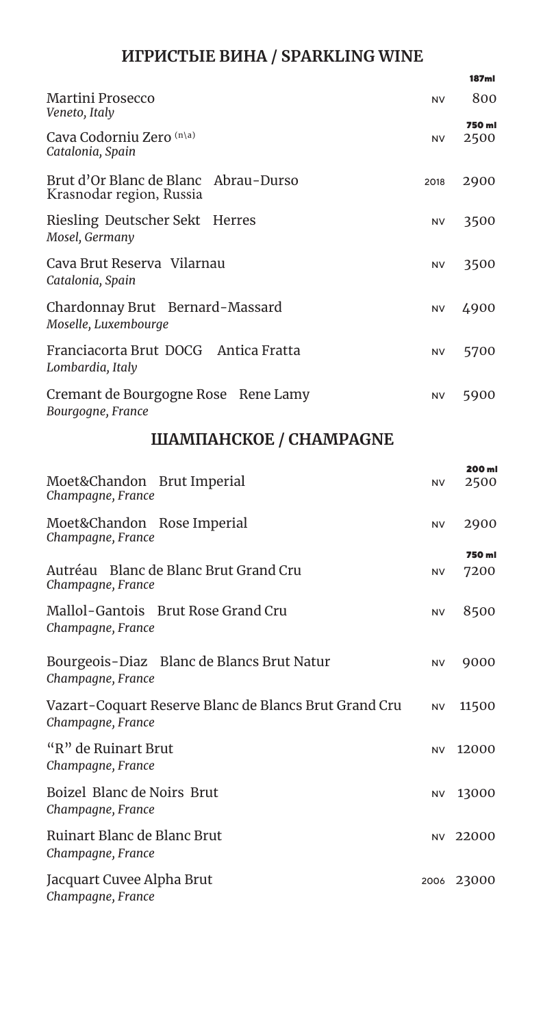## ИГРИСТЫЕ ВИНА / SPARKLING WINE

| | | |
|---|---|---|
| | | 187ml |
| Martini Prosecco<br>*Veneto, Italy* | NV | 800 |
| | | 750 ml |
| Cava Codorniu Zero (n\a)<br>*Catalonia, Spain* | NV | 2500 |
| Brut d'Or Blanc de Blanc Abrau-Durso<br>Krasnodar region, Russia | 2018 | 2900 |
| Riesling Deutscher Sekt Herres<br>*Mosel, Germany* | NV | 3500 |
| Cava Brut Reserva Vilarnau<br>*Catalonia, Spain* | NV | 3500 |
| Chardonnay Brut Bernard-Massard<br>*Moselle, Luxembourge* | NV | 4900 |
| Franciacorta Brut DOCG Antica Fratta<br>*Lombardia, Italy* | NV | 5700 |
| Cremant de Bourgogne Rose Rene Lamy<br>*Bourgogne, France* | NV | 5900 |

## ШАМПАНСКОЕ / CHAMPAGNE

| | | |
|---|---|---|
| | | 200 ml |
| Moet&Chandon Brut Imperial<br>*Champagne, France* | NV | 2500 |
| Moet&Chandon Rose Imperial<br>*Champagne, France* | NV | 2900 |
| | | 750 ml |
| Autréau Blanc de Blanc Brut Grand Cru<br>*Champagne, France* | NV | 7200 |
| Mallol-Gantois Brut Rose Grand Cru<br>*Champagne, France* | NV | 8500 |
| Bourgeois-Diaz Blanc de Blancs Brut Natur<br>*Champagne, France* | NV | 9000 |
| Vazart-Coquart Reserve Blanc de Blancs Brut Grand Cru<br>*Champagne, France* | NV | 11500 |
| "R" de Ruinart Brut<br>*Champagne, France* | NV | 12000 |
| Boizel Blanc de Noirs Brut<br>*Champagne, France* | NV | 13000 |
| Ruinart Blanc de Blanc Brut<br>*Champagne, France* | NV | 22000 |
| Jacquart Cuvee Alpha Brut<br>*Champagne, France* | 2006 | 23000 |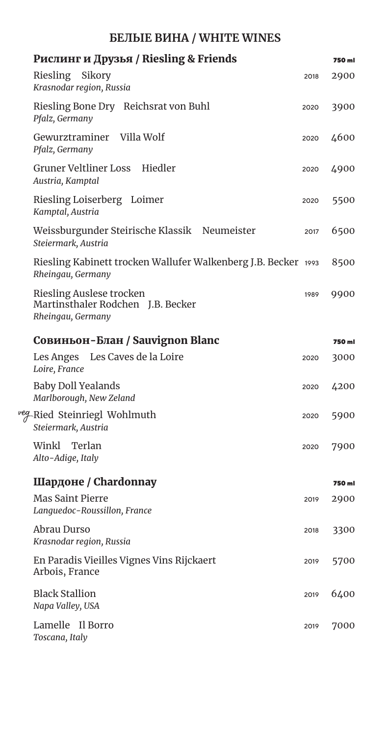# БЕЛЫЕ ВИНА / WHITE WINES

## Рислинг и Друзья / Riesling & Friends

| Wine | Year | 750 ml |
|---|---|---|
| Riesling Sikory<br>*Krasnodar region, Russia* | 2018 | 2900 |
| Riesling Bone Dry Reichsrat von Buhl<br>*Pfalz, Germany* | 2020 | 3900 |
| Gewurztraminer Villa Wolf<br>*Pfalz, Germany* | 2020 | 4600 |
| Gruner Veltliner Loss Hiedler<br>*Austria, Kamptal* | 2020 | 4900 |
| Riesling Loiserberg Loimer<br>*Kamptal, Austria* | 2020 | 5500 |
| Weissburgunder Steirische Klassik Neumeister<br>*Steiermark, Austria* | 2017 | 6500 |
| Riesling Kabinett trocken Wallufer Walkenberg J.B. Becker<br>*Rheingau, Germany* | 1993 | 8500 |
| Riesling Auslese trocken Martinsthaler Rodchen J.B. Becker<br>*Rheingau, Germany* | 1989 | 9900 |

## Совиньон-Блан / Sauvignon Blanc

| Wine | Year | 750 ml |
|---|---|---|
| Les Anges Les Caves de la Loire<br>*Loire, France* | 2020 | 3000 |
| Baby Doll Yealands<br>*Marlborough, New Zeland* | 2020 | 4200 |
| veg Ried Steinriegl Wohlmuth<br>*Steiermark, Austria* | 2020 | 5900 |
| Winkl Terlan<br>*Alto-Adige, Italy* | 2020 | 7900 |

## Шардоне / Chardonnay

| Wine | Year | 750 ml |
|---|---|---|
| Mas Saint Pierre<br>*Languedoc-Roussillon, France* | 2019 | 2900 |
| Abrau Durso<br>*Krasnodar region, Russia* | 2018 | 3300 |
| En Paradis Vieilles Vignes Vins Rijckaert<br>Arbois, France | 2019 | 5700 |
| Black Stallion<br>*Napa Valley, USA* | 2019 | 6400 |
| Lamelle Il Borro<br>*Toscana, Italy* | 2019 | 7000 |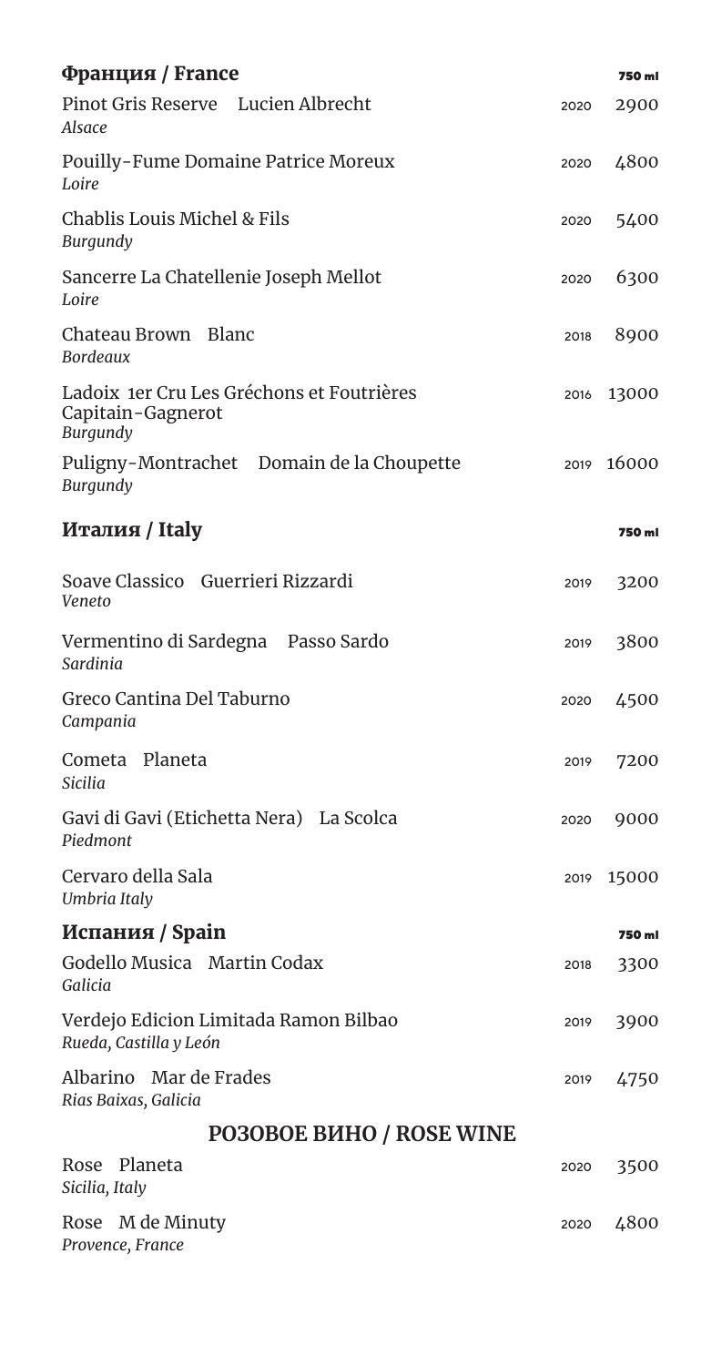## Франция / France

| | | 750 ml |
|---|---|---|
| Pinot Gris Reserve Lucien Albrecht<br>*Alsace* | 2020 | 2900 |
| Pouilly-Fume Domaine Patrice Moreux<br>*Loire* | 2020 | 4800 |
| Chablis Louis Michel & Fils<br>*Burgundy* | 2020 | 5400 |
| Sancerre La Chatellenie Joseph Mellot<br>*Loire* | 2020 | 6300 |
| Chateau Brown Blanc<br>*Bordeaux* | 2018 | 8900 |
| Ladoix 1er Cru Les Gréchons et Foutrières Capitain-Gagnerot<br>*Burgundy* | 2016 | 13000 |
| Puligny-Montrachet Domain de la Choupette<br>*Burgundy* | 2019 | 16000 |

## Италия / Italy

| | | 750 ml |
|---|---|---|
| Soave Classico Guerrieri Rizzardi<br>*Veneto* | 2019 | 3200 |
| Vermentino di Sardegna Passo Sardo<br>*Sardinia* | 2019 | 3800 |
| Greco Cantina Del Taburno<br>*Campania* | 2020 | 4500 |
| Cometa Planeta<br>*Sicilia* | 2019 | 7200 |
| Gavi di Gavi (Etichetta Nera) La Scolca<br>*Piedmont* | 2020 | 9000 |
| Cervaro della Sala<br>*Umbria Italy* | 2019 | 15000 |

## Испания / Spain

| | | 750 ml |
|---|---|---|
| Godello Musica Martin Codax<br>*Galicia* | 2018 | 3300 |
| Verdejo Edicion Limitada Ramon Bilbao<br>*Rueda, Castilla y León* | 2019 | 3900 |
| Albarino Mar de Frades<br>*Rias Baixas, Galicia* | 2019 | 4750 |

## РОЗОВОЕ ВИНО / ROSE WINE

| | | |
|---|---|---|
| Rose Planeta<br>*Sicilia, Italy* | 2020 | 3500 |
| Rose M de Minuty<br>*Provence, France* | 2020 | 4800 |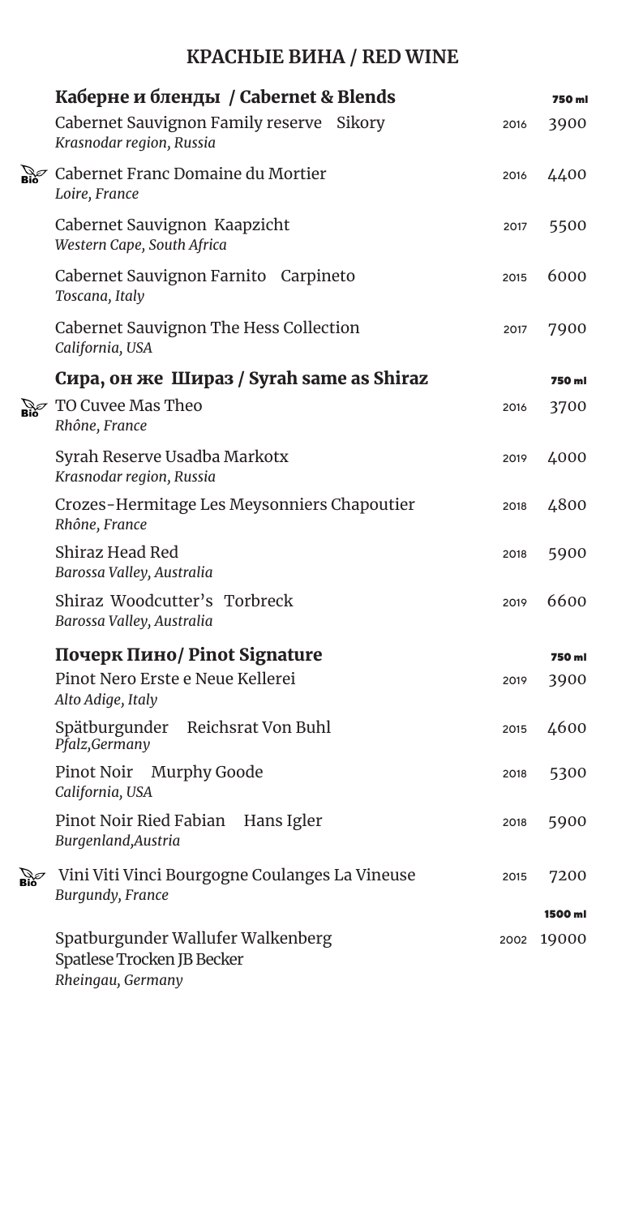# КРАСНЫЕ ВИНА / RED WINE

| | Каберне и бленды / Cabernet & Blends | | 750 ml |
|---|---|---|---|
| | Cabernet Sauvignon Family reserve Sikory<br>*Krasnodar region, Russia* | 2016 | 3900 |
| Bio | Cabernet Franc Domaine du Mortier<br>*Loire, France* | 2016 | 4400 |
| | Cabernet Sauvignon Kaapzicht<br>*Western Cape, South Africa* | 2017 | 5500 |
| | Cabernet Sauvignon Farnito Carpineto<br>*Toscana, Italy* | 2015 | 6000 |
| | Cabernet Sauvignon The Hess Collection<br>*California, USA* | 2017 | 7900 |
| | **Сира, он же Шираз / Syrah same as Shiraz** | | **750 ml** |
| Bio | TO Cuvee Mas Theo<br>*Rhône, France* | 2016 | 3700 |
| | Syrah Reserve Usadba Markotx<br>*Krasnodar region, Russia* | 2019 | 4000 |
| | Crozes-Hermitage Les Meysonniers Chapoutier<br>*Rhône, France* | 2018 | 4800 |
| | Shiraz Head Red<br>*Barossa Valley, Australia* | 2018 | 5900 |
| | Shiraz Woodcutter's Torbreck<br>*Barossa Valley, Australia* | 2019 | 6600 |
| | **Почерк Пино/ Pinot Signature** | | **750 ml** |
| | Pinot Nero Erste e Neue Kellerei<br>*Alto Adige, Italy* | 2019 | 3900 |
| | Spätburgunder Reichsrat Von Buhl<br>*Pfalz,Germany* | 2015 | 4600 |
| | Pinot Noir Murphy Goode<br>*California, USA* | 2018 | 5300 |
| | Pinot Noir Ried Fabian Hans Igler<br>*Burgenland,Austria* | 2018 | 5900 |
| Bio | Vini Viti Vinci Bourgogne Coulanges La Vineuse<br>*Burgundy, France* | 2015 | 7200 |
| | | | **1500 ml** |
| | Spatburgunder Wallufer Walkenberg Spatlese Trocken JB Becker<br>*Rheingau, Germany* | 2002 | 19000 |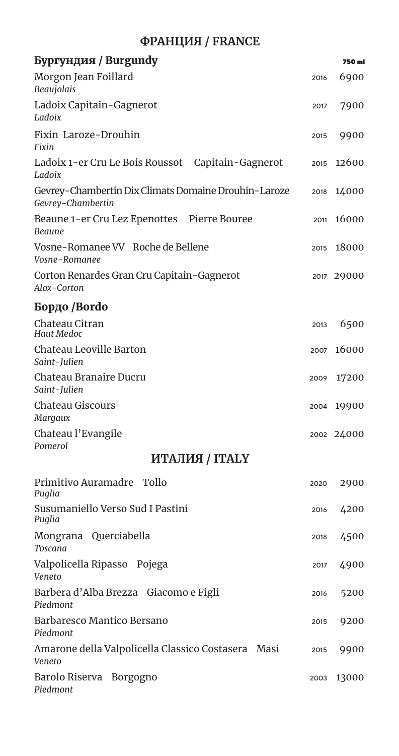# ФРАНЦИЯ / FRANCE

| Бургундия / Burgundy | | 750 ml |
| --- | --- | --- |
| Morgon Jean Foillard<br>*Beaujolais* | 2016 | 6900 |
| Ladoix Capitain-Gagnerot<br>*Ladoix* | 2017 | 7900 |
| Fixin Laroze-Drouhin<br>*Fixin* | 2015 | 9900 |
| Ladoix 1-er Cru Le Bois Roussot Capitain-Gagnerot<br>*Ladoix* | 2015 | 12600 |
| Gevrey-Chambertin Dix Climats Domaine Drouhin-Laroze<br>*Gevrey-Chambertin* | 2018 | 14000 |
| Beaune 1-er Cru Lez Epenottes Pierre Bouree<br>*Beaune* | 2011 | 16000 |
| Vosne-Romanee VV Roche de Bellene<br>*Vosne-Romanee* | 2015 | 18000 |
| Corton Renardes Gran Cru Capitain-Gagnerot<br>*Alox-Corton* | 2017 | 29000 |

| Бордо /Bordo | | |
| --- | --- | --- |
| Chateau Citran<br>*Haut Medoc* | 2013 | 6500 |
| Chateau Leoville Barton<br>*Saint-Julien* | 2007 | 16000 |
| Chateau Branaire Ducru<br>*Saint-Julien* | 2009 | 17200 |
| Chateau Giscours<br>*Margaux* | 2004 | 19900 |
| Chateau l'Evangile<br>*Pomerol* | 2002 | 24000 |

# ИТАЛИЯ / ITALY

| | | |
| --- | --- | --- |
| Primitivo Auramadre Tollo<br>*Puglia* | 2020 | 2900 |
| Susumaniello Verso Sud I Pastini<br>*Puglia* | 2016 | 4200 |
| Mongrana Querciabella<br>*Toscana* | 2018 | 4500 |
| Valpolicella Ripasso Pojega<br>*Veneto* | 2017 | 4900 |
| Barbera d'Alba Brezza Giacomo e Figli<br>*Piedmont* | 2016 | 5200 |
| Barbaresco Mantico Bersano<br>*Piedmont* | 2015 | 9200 |
| Amarone della Valpolicella Classico Costasera Masi<br>*Veneto* | 2015 | 9900 |
| Barolo Riserva Borgogno<br>*Piedmont* | 2003 | 13000 |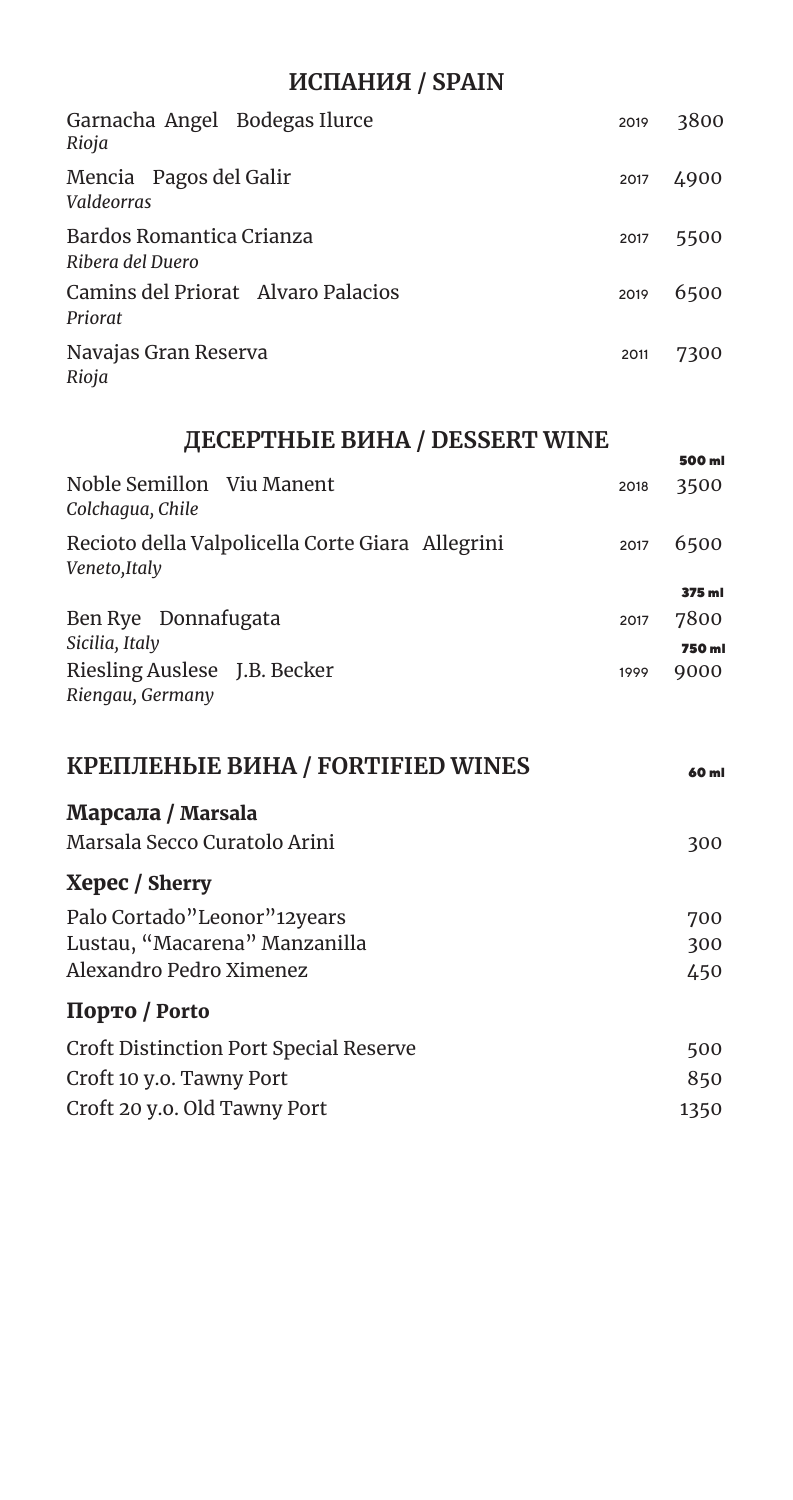## ИСПАНИЯ / SPAIN

| Wine | Year | Price |
|---|---|---|
| Garnacha Angel Bodegas Ilurce<br>*Rioja* | 2019 | 3800 |
| Mencia Pagos del Galir<br>*Valdeorras* | 2017 | 4900 |
| Bardos Romantica Crianza<br>*Ribera del Duero* | 2017 | 5500 |
| Camins del Priorat Alvaro Palacios<br>*Priorat* | 2019 | 6500 |
| Navajas Gran Reserva<br>*Rioja* | 2011 | 7300 |

## ДЕСЕРТНЫЕ ВИНА / DESSERT WINE

| Wine | Year | Volume | Price |
|---|---|---|---|
| Noble Semillon Viu Manent<br>*Colchagua, Chile* | 2018 | 500 ml | 3500 |
| Recioto della Valpolicella Corte Giara Allegrini<br>*Veneto,Italy* | 2017 | 500 ml | 6500 |
| Ben Rye Donnafugata<br>*Sicilia, Italy* | 2017 | 375 ml | 7800 |
| Riesling Auslese J.B. Becker<br>*Riengau, Germany* | 1999 | 750 ml | 9000 |

## КРЕПЛЕНЫЕ ВИНА / FORTIFIED WINES

60 ml

### Марсала / Marsala

| Wine | Price |
|---|---|
| Marsala Secco Curatolo Arini | 300 |

### Херес / Sherry

| Wine | Price |
|---|---|
| Palo Cortado"Leonor"12years | 700 |
| Lustau, "Macarena" Manzanilla | 300 |
| Alexandro Pedro Ximenez | 450 |

### Порто / Porto

| Wine | Price |
|---|---|
| Croft Distinction Port Special Reserve | 500 |
| Croft 10 y.o. Tawny Port | 850 |
| Croft 20 y.o. Old Tawny Port | 1350 |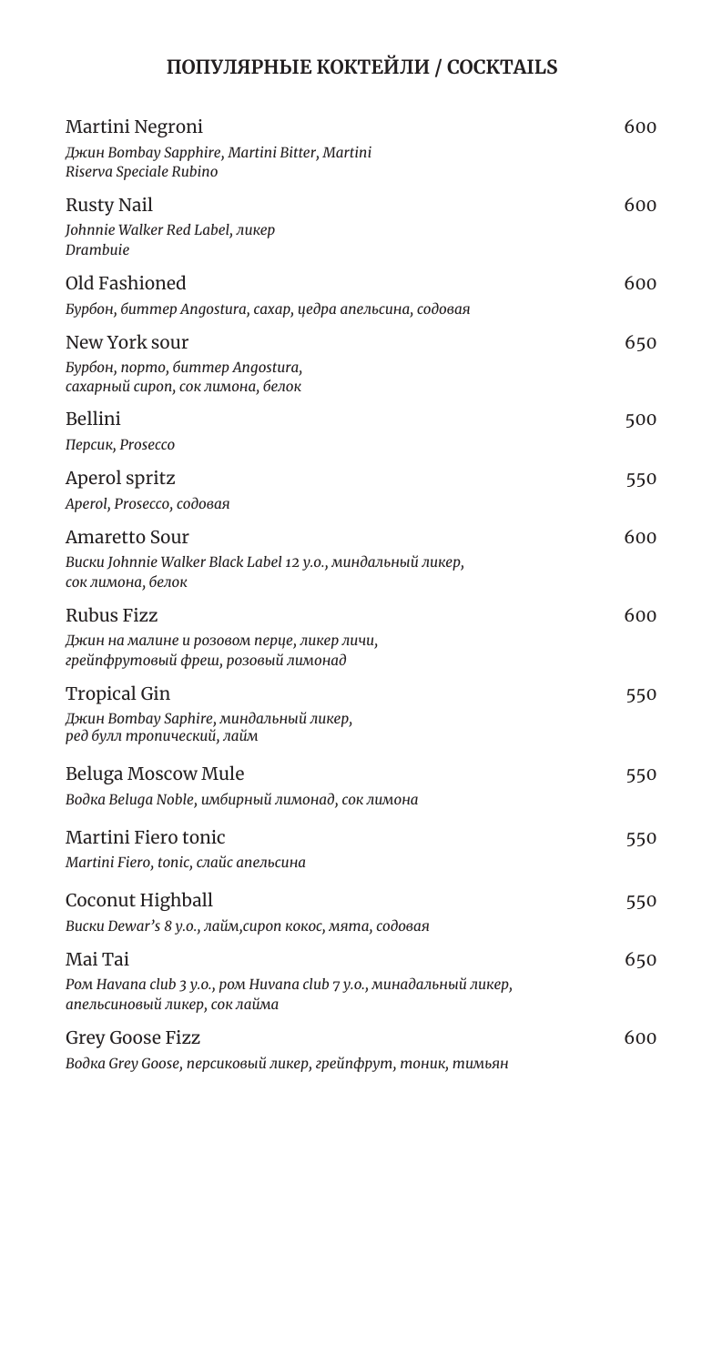# ПОПУЛЯРНЫЕ КОКТЕЙЛИ / COCKTAILS

| | |
|---|---|
| Martini Negroni<br>*Джин Bombay Sapphire, Martini Bitter, Martini Riserva Speciale Rubino* | 600 |
| Rusty Nail<br>*Johnnie Walker Red Label, ликер Drambuie* | 600 |
| Old Fashioned<br>*Бурбон, биттер Angostura, сахар, цедра апельсина, содовая* | 600 |
| New York sour<br>*Бурбон, порто, биттер Angostura, сахарный сироп, сок лимона, белок* | 650 |
| Bellini<br>*Персик, Prosecco* | 500 |
| Aperol spritz<br>*Aperol, Prosecco, содовая* | 550 |
| Amaretto Sour<br>*Виски Johnnie Walker Black Label 12 у.о., миндальный ликер, сок лимона, белок* | 600 |
| Rubus Fizz<br>*Джин на малине и розовом перце, ликер личи, грейпфрутовый фреш, розовый лимонад* | 600 |
| Tropical Gin<br>*Джин Bombay Saphire, миндальный ликер, ред булл тропический, лайм* | 550 |
| Beluga Moscow Mule<br>*Водка Beluga Noble, имбирный лимонад, сок лимона* | 550 |
| Martini Fiero tonic<br>*Martini Fiero, tonic, слайс апельсина* | 550 |
| Coconut Highball<br>*Виски Dewar's 8 у.о., лайм,сироп кокос, мята, содовая* | 550 |
| Mai Tai<br>*Ром Havana club 3 у.о., ром Huvana club 7 у.о., минадальный ликер, апельсиновый ликер, сок лайма* | 650 |
| Grey Goose Fizz<br>*Водка Grey Goose, персиковый ликер, грейпфрут, тоник, тимьян* | 600 |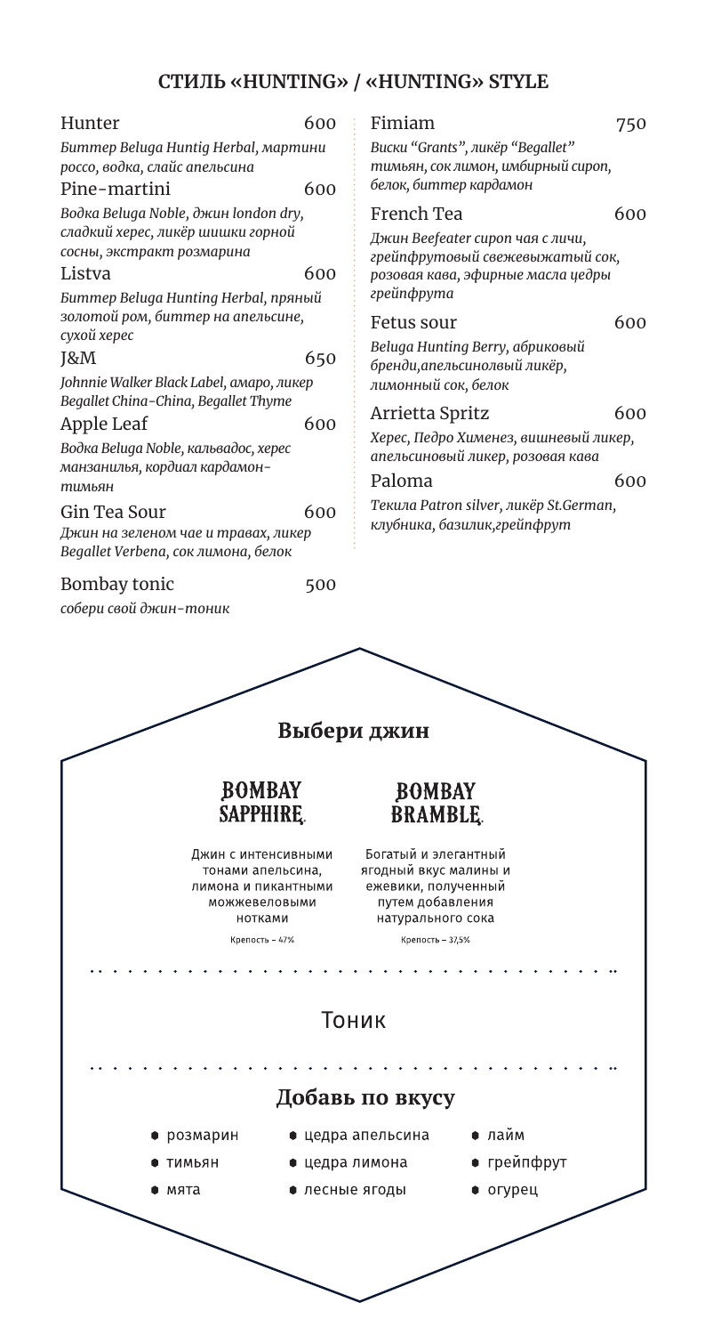## СТИЛЬ «HUNTING» / «HUNTING» STYLE

**Hunter** 600

*Биттер Beluga Huntig Herbal, мартини россо, водка, слайс апельсина*

**Pine-martini** 600

*Водка Beluga Noble, джин london dry, сладкий херес, ликёр шишки горной сосны, экстракт розмарина*

**Listva** 600

*Биттер Beluga Hunting Herbal, пряный золотой ром, биттер на апельсине, сухой херес*

**J&M** 650

*Johnnie Walker Black Label, амаро, ликер Begallet China-China, Begallet Thyme*

**Apple Leaf** 600

*Водка Beluga Noble, кальвадос, херес манзанилья, кордиал кардамон-тимьян*

**Gin Tea Sour** 600

*Джин на зеленом чае и травах, ликер Begallet Verbena, сок лимона, белок*

**Bombay tonic** 500

*собери свой джин-тоник*

**Fimiam** 750

*Виски "Grants", ликёр "Begallet" тимьян, сок лимон, имбирный сироп, белок, биттер кардамон*

**French Tea** 600

*Джин Beefeater сироп чая с личи, грейпфрутовый свежевыжатый сок, розовая кава, эфирные масла цедры грейпфрута*

**Fetus sour** 600

*Beluga Hunting Berry, абриковый бренди,апельсинолвый ликёр, лимонный сок, белок*

**Arrietta Spritz** 600

*Херес, Педро Хименез, вишневый ликер, апельсиновый ликер, розовая кава*

**Paloma** 600

*Текила Patron silver, ликёр St.German, клубника, базилик,грейпфрут*

### Выбери джин

**BOMBAY SAPPHIRE**

Джин с интенсивными тонами апельсина, лимона и пикантными можжевеловыми нотками

Крепость – 47%

**BOMBAY BRAMBLE**

Богатый и элегантный ягодный вкус малины и ежевики, полученный путем добавления натурального сока

Крепость – 37,5%

### Тоник

### Добавь по вкусу

- розмарин
- тимьян
- мята
- цедра апельсина
- цедра лимона
- лесные ягоды
- лайм
- грейпфрут
- огурец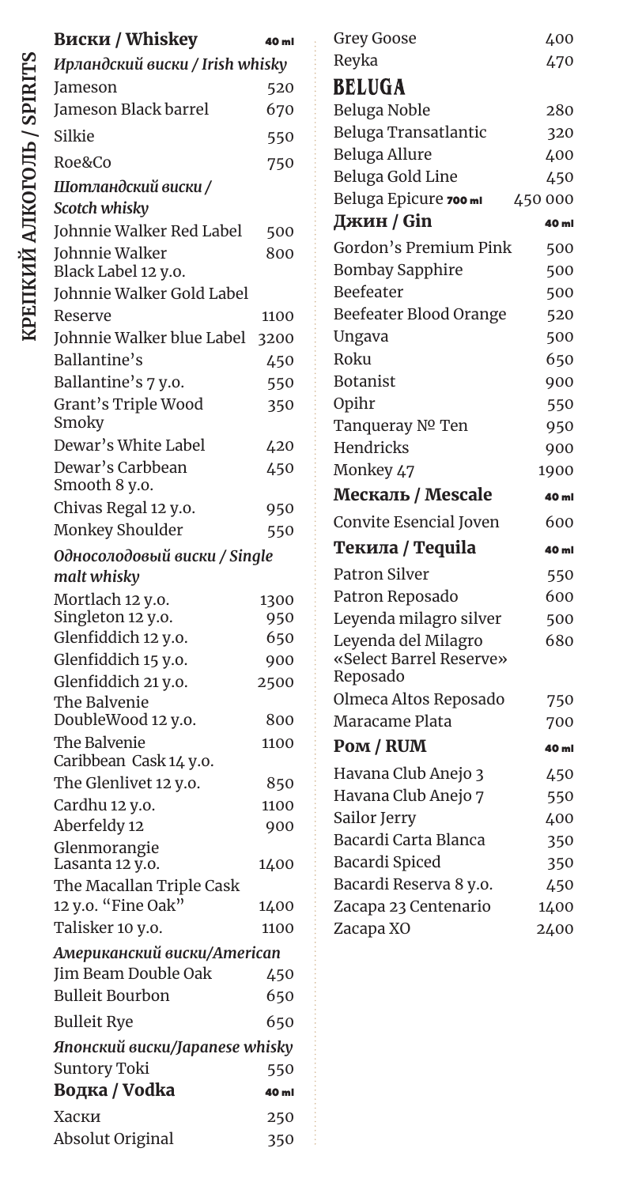## КРЕПКИЙ АЛКОГОЛЬ / SPIRITS

### Виски / Whiskey

| | 40 ml |
|---|---|
| ***Ирландский виски / Irish whisky*** | |
| Jameson | 520 |
| Jameson Black barrel | 670 |
| Silkie | 550 |
| Roe&Co | 750 |
| ***Шотландский виски / Scotch whisky*** | |
| Johnnie Walker Red Label | 500 |
| Johnnie Walker Black Label 12 y.o. | 800 |
| Johnnie Walker Gold Label Reserve | 1100 |
| Johnnie Walker blue Label | 3200 |
| Ballantine's | 450 |
| Ballantine's 7 y.o. | 550 |
| Grant's Triple Wood Smoky | 350 |
| Dewar's White Label | 420 |
| Dewar's Carbbean Smooth 8 y.o. | 450 |
| Chivas Regal 12 y.o. | 950 |
| Monkey Shoulder | 550 |
| ***Односолодовый виски / Single malt whisky*** | |
| Mortlach 12 y.o. | 1300 |
| Singleton 12 y.o. | 950 |
| Glenfiddich 12 y.o. | 650 |
| Glenfiddich 15 y.o. | 900 |
| Glenfiddich 21 y.o. | 2500 |
| The Balvenie DoubleWood 12 y.o. | 800 |
| The Balvenie Caribbean Cask 14 y.o. | 1100 |
| The Glenlivet 12 y.o. | 850 |
| Cardhu 12 y.o. | 1100 |
| Aberfeldy 12 | 900 |
| Glenmorangie Lasanta 12 y.o. | 1400 |
| The Macallan Triple Cask 12 y.o. "Fine Oak" | 1400 |
| Talisker 10 y.o. | 1100 |
| ***Американский виски/American*** | |
| Jim Beam Double Oak | 450 |
| Bulleit Bourbon | 650 |
| Bulleit Rye | 650 |
| ***Японский виски/Japanese whisky*** | |
| Suntory Toki | 550 |

### Водка / Vodka

| | 40 ml |
|---|---|
| Хаски | 250 |
| Absolut Original | 350 |
| Grey Goose | 400 |
| Reyka | 470 |
| **BELUGA** | |
| Beluga Noble | 280 |
| Beluga Transatlantic | 320 |
| Beluga Allure | 400 |
| Beluga Gold Line | 450 |
| Beluga Epicure 700 ml | 450 000 |

### Джин / Gin

| | 40 ml |
|---|---|
| Gordon's Premium Pink | 500 |
| Bombay Sapphire | 500 |
| Beefeater | 500 |
| Beefeater Blood Orange | 520 |
| Ungava | 500 |
| Roku | 650 |
| Botanist | 900 |
| Opihr | 550 |
| Tanqueray № Ten | 950 |
| Hendricks | 900 |
| Monkey 47 | 1900 |

### Мескаль / Mescale

| | 40 ml |
|---|---|
| Convite Esencial Joven | 600 |

### Текила / Tequila

| | 40 ml |
|---|---|
| Patron Silver | 550 |
| Patron Reposado | 600 |
| Leyenda milagro silver | 500 |
| Leyenda del Milagro «Select Barrel Reserve» Reposado | 680 |
| Olmeca Altos Reposado | 750 |
| Maracame Plata | 700 |

### Ром / RUM

| | 40 ml |
|---|---|
| Havana Club Anejo 3 | 450 |
| Havana Club Anejo 7 | 550 |
| Sailor Jerry | 400 |
| Bacardi Carta Blanca | 350 |
| Bacardi Spiced | 350 |
| Bacardi Reserva 8 y.o. | 450 |
| Zacapa 23 Centenario | 1400 |
| Zacapa XO | 2400 |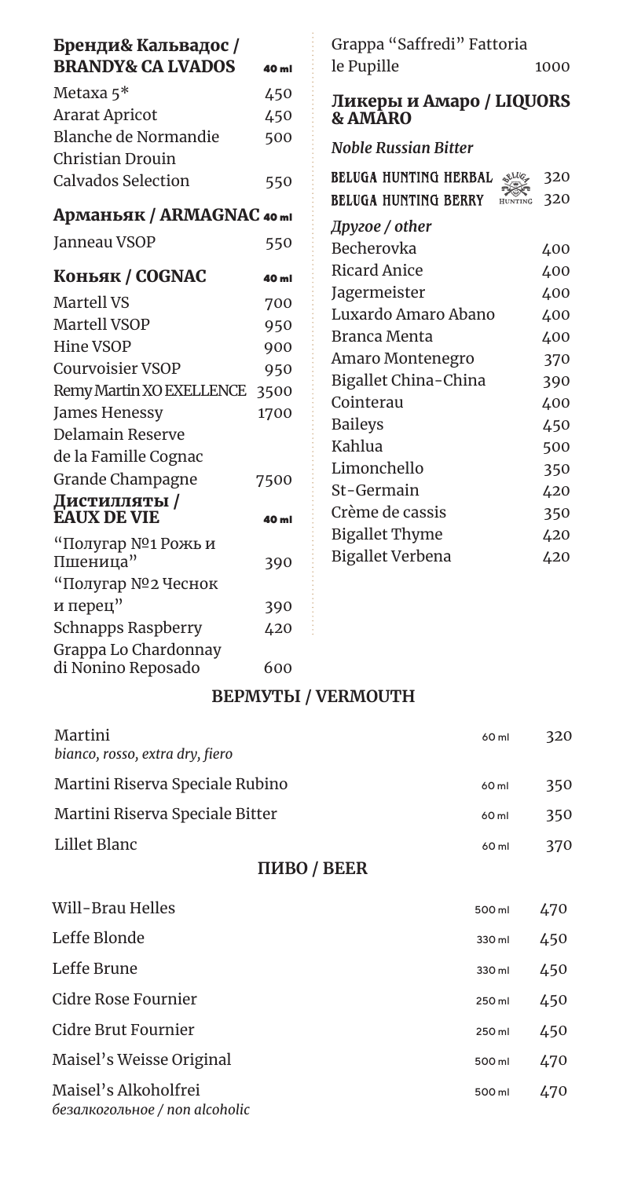## Бренди& Кальвадос / BRANDY& CA LVADOS

| | 40 ml |
|---|---|
| Metaxa 5* | 450 |
| Ararat Apricot | 450 |
| Blanche de Normandie | 500 |
| Christian Drouin Calvados Selection | 550 |

## Арманьяк / ARMAGNAC

| | 40 ml |
|---|---|
| Janneau VSOP | 550 |

## Коньяк / COGNAC

| | 40 ml |
|---|---|
| Martell VS | 700 |
| Martell VSOP | 950 |
| Hine VSOP | 900 |
| Courvoisier VSOP | 950 |
| Remy Martin XO EXELLENCE | 3500 |
| James Henessy | 1700 |
| Delamain Reserve de la Famille Cognac Grande Champagne | 7500 |

## Дистилляты / EAUX DE VIE

| | 40 ml |
|---|---|
| "Полугар №1 Рожь и Пшеница" | 390 |
| "Полугар №2 Чеснок и перец" | 390 |
| Schnapps Raspberry | 420 |
| Grappa Lo Chardonnay di Nonino Reposado | 600 |
| Grappa "Saffredi" Fattoria le Pupille | 1000 |

## Ликеры и Амаро / LIQUORS & AMARO

*Noble Russian Bitter*

| | |
|---|---|
| BELUGA HUNTING HERBAL | 320 |
| BELUGA HUNTING BERRY | 320 |

*Другое / other*

| | |
|---|---|
| Becherovka | 400 |
| Ricard Anice | 400 |
| Jagermeister | 400 |
| Luxardo Amaro Abano | 400 |
| Branca Menta | 400 |
| Amaro Montenegro | 370 |
| Bigallet China-China | 390 |
| Cointerau | 400 |
| Baileys | 450 |
| Kahlua | 500 |
| Limonchello | 350 |
| St-Germain | 420 |
| Crème de cassis | 350 |
| Bigallet Thyme | 420 |
| Bigallet Verbena | 420 |

## ВЕРМУТЫ / VERMOUTH

| | | |
|---|---|---|
| Martini *bianco, rosso, extra dry, fiero* | 60 ml | 320 |
| Martini Riserva Speciale Rubino | 60 ml | 350 |
| Martini Riserva Speciale Bitter | 60 ml | 350 |
| Lillet Blanc | 60 ml | 370 |

## ПИВО / BEER

| | | |
|---|---|---|
| Will-Brau Helles | 500 ml | 470 |
| Leffe Blonde | 330 ml | 450 |
| Leffe Brune | 330 ml | 450 |
| Cidre Rose Fournier | 250 ml | 450 |
| Cidre Brut Fournier | 250 ml | 450 |
| Maisel's Weisse Original | 500 ml | 470 |
| Maisel's Alkoholfrei *безалкогольное / non alcoholic* | 500 ml | 470 |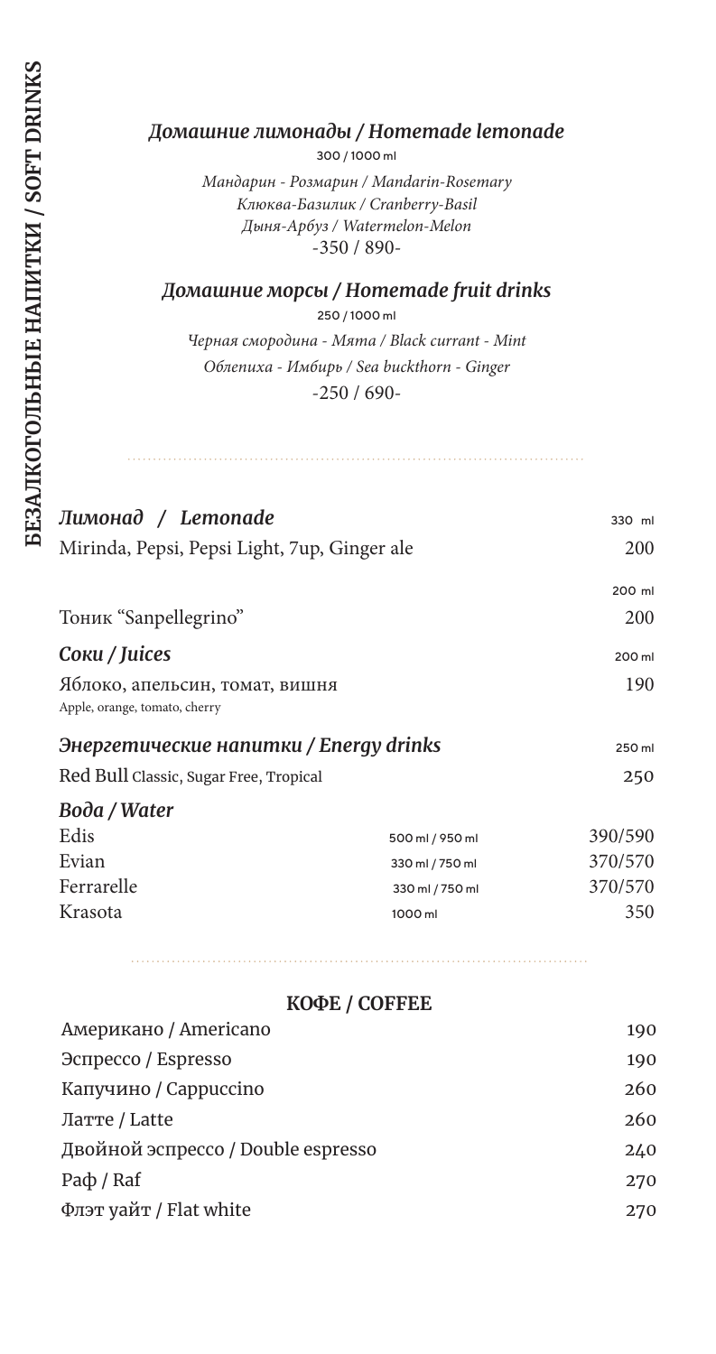# БЕЗАЛКОГОЛЬНЫЕ НАПИТКИ / SOFT DRINKS

## *Домашние лимонады / Homemade lemonade*

300 / 1000 ml

*Мандарин - Розмарин / Mandarin-Rosemary*
*Клюква-Базилик / Cranberry-Basil*
*Дыня-Арбуз / Watermelon-Melon*
-350 / 890-

## *Домашние морсы / Homemade fruit drinks*

250 / 1000 ml

*Черная смородина - Мята / Black currant - Mint*
*Облепиха - Имбирь / Sea buckthorn - Ginger*
-250 / 690-

---

### *Лимонад / Lemonade*

| | 330 ml |
|---|---|
| Mirinda, Pepsi, Pepsi Light, 7up, Ginger ale | 200 |

| | 200 ml |
|---|---|
| Тоник "Sanpellegrino" | 200 |

### *Соки / Juices*

| | 200 ml |
|---|---|
| Яблоко, апельсин, томат, вишня<br>Apple, orange, tomato, cherry | 190 |

### *Энергетические напитки / Energy drinks*

| | 250 ml |
|---|---|
| Red Bull Classic, Sugar Free, Tropical | 250 |

### *Вода / Water*

| | | |
|---|---|---|
| Edis | 500 ml / 950 ml | 390/590 |
| Evian | 330 ml / 750 ml | 370/570 |
| Ferrarelle | 330 ml / 750 ml | 370/570 |
| Krasota | 1000 ml | 350 |

---

## КОФЕ / COFFEE

| | |
|---|---|
| Американо / Americano | 190 |
| Эспрессо / Espresso | 190 |
| Капучино / Cappuccino | 260 |
| Латте / Latte | 260 |
| Двойной эспрессо / Double espresso | 240 |
| Раф / Raf | 270 |
| Флэт уайт / Flat white | 270 |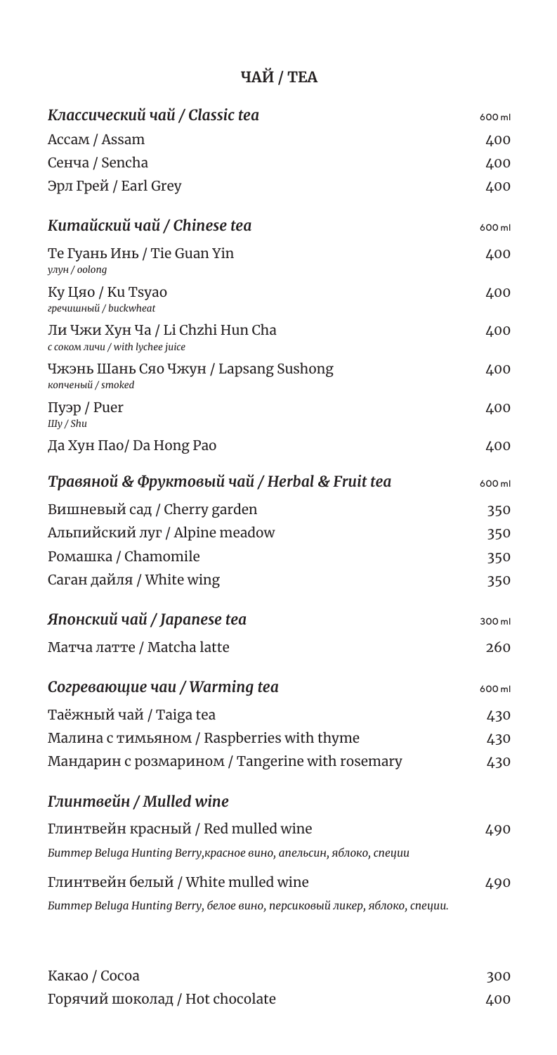# ЧАЙ / TEA

| *Классический чай / Classic tea* | 600 ml |
|---|---|
| Ассам / Assam | 400 |
| Сенча / Sencha | 400 |
| Эрл Грей / Earl Grey | 400 |

| *Китайский чай / Chinese tea* | 600 ml |
|---|---|
| Те Гуань Инь / Tie Guan Yin<br>*улун / oolong* | 400 |
| Ку Цяо / Ku Tsyao<br>*гречишный / buckwheat* | 400 |
| Ли Чжи Хун Ча / Li Chzhi Hun Cha<br>*с соком личи / with lychee juice* | 400 |
| Чжэнь Шань Сяо Чжун / Lapsang Sushong<br>*копченый / smoked* | 400 |
| Пуэр / Puer<br>*Шу / Shu* | 400 |
| Да Хун Пао/ Da Hong Pao | 400 |

| *Травяной & Фруктовый чай / Herbal & Fruit tea* | 600 ml |
|---|---|
| Вишневый сад / Cherry garden | 350 |
| Альпийский луг / Alpine meadow | 350 |
| Ромашка / Chamomile | 350 |
| Саган дайля / White wing | 350 |

| *Японский чай / Japanese tea* | 300 ml |
|---|---|
| Матча латте / Matcha latte | 260 |

| *Согревающие чаи / Warming tea* | 600 ml |
|---|---|
| Таёжный чай / Taiga tea | 430 |
| Малина с тимьяном / Raspberries with thyme | 430 |
| Мандарин с розмарином / Tangerine with rosemary | 430 |

| *Глинтвейн / Mulled wine* | |
|---|---|
| Глинтвейн красный / Red mulled wine<br>*Биттер Beluga Hunting Berry,красное вино, апельсин, яблоко, специи* | 490 |
| Глинтвейн белый / White mulled wine<br>*Биттер Beluga Hunting Berry, белое вино, персиковый ликер, яблоко, специи.* | 490 |

| | |
|---|---|
| Какао / Cocoa | 300 |
| Горячий шоколад / Hot chocolate | 400 |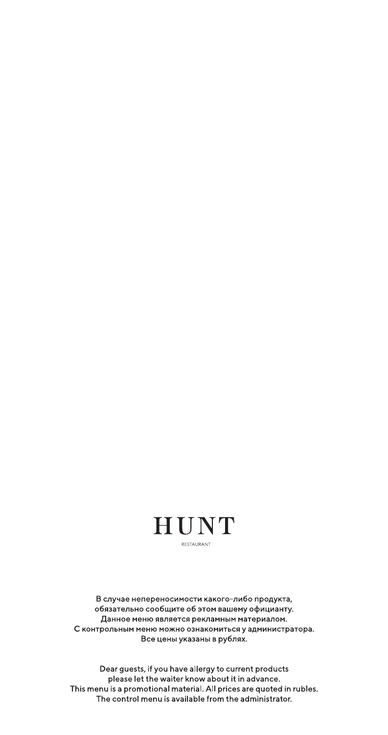# HUNT

RESTAURANT

В случае непереносимости какого-либо продукта,
обязательно сообщите об этом вашему официанту.
Данное меню является рекламным материалом.
С контрольным меню можно ознакомиться у администратора.
Все цены указаны в рублях.

Dear guests, if you have allergy to current products
please let the waiter know about it in advance.
This menu is a promotional material. All prices are quoted in rubles.
The control menu is available from the administrator.